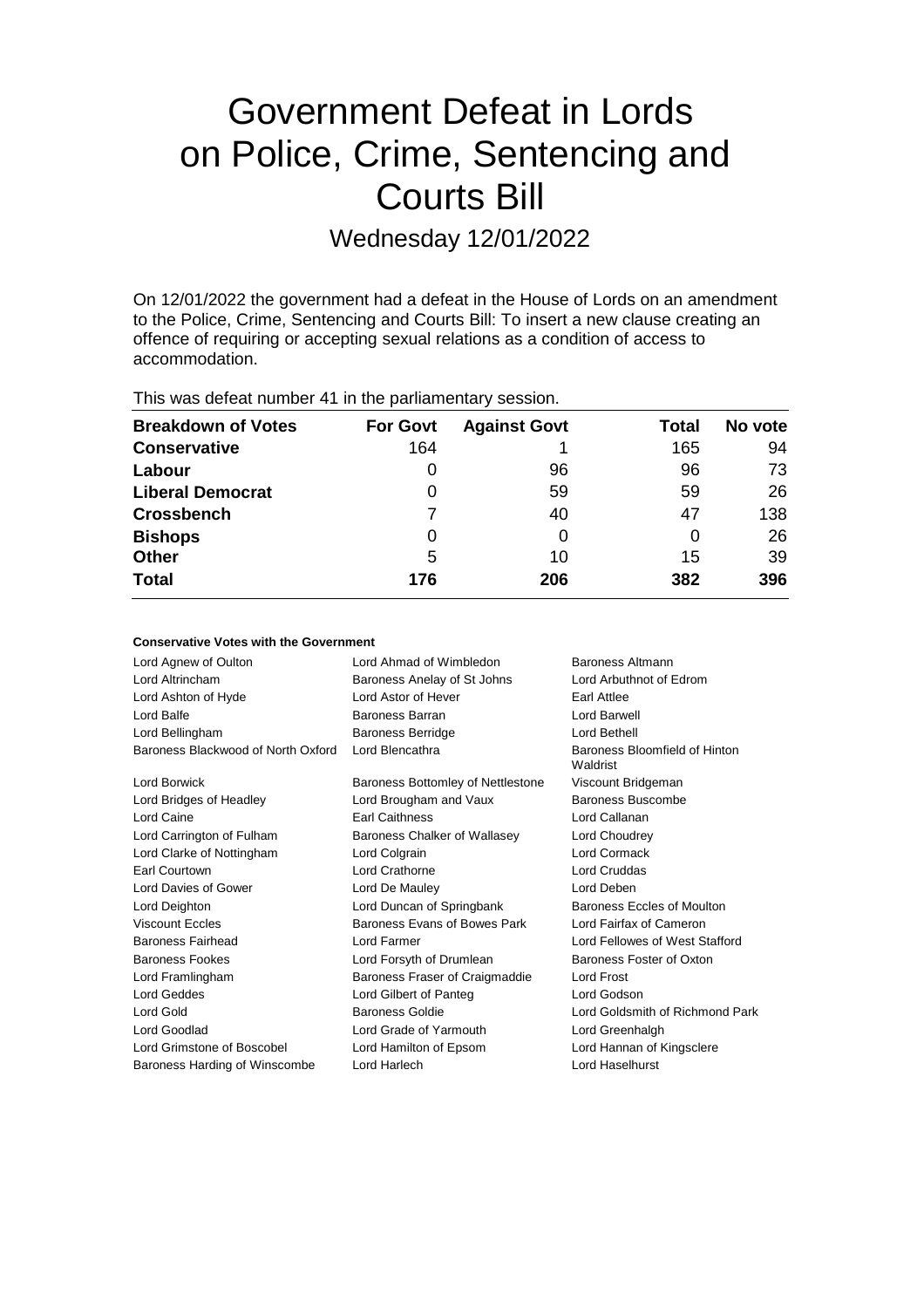# Government Defeat in Lords on Police, Crime, Sentencing and Courts Bill

## Wednesday 12/01/2022

On 12/01/2022 the government had a defeat in the House of Lords on an amendment to the Police, Crime, Sentencing and Courts Bill: To insert a new clause creating an offence of requiring or accepting sexual relations as a condition of access to accommodation.

This was defeat number 41 in the parliamentary session.

| Breakdown of Votes | For Govt | Against Govt | Total | No vote |
|---|---|---|---|---|
| **Conservative** | 164 | 1 | 165 | 94 |
| **Labour** | 0 | 96 | 96 | 73 |
| **Liberal Democrat** | 0 | 59 | 59 | 26 |
| **Crossbench** | 7 | 40 | 47 | 138 |
| **Bishops** | 0 | 0 | 0 | 26 |
| **Other** | 5 | 10 | 15 | 39 |
| **Total** | 176 | 206 | 382 | 396 |

### Conservative Votes with the Government

| | | |
|---|---|---|
| Lord Agnew of Oulton | Lord Ahmad of Wimbledon | Baroness Altmann |
| Lord Altrincham | Baroness Anelay of St Johns | Lord Arbuthnot of Edrom |
| Lord Ashton of Hyde | Lord Astor of Hever | Earl Attlee |
| Lord Balfe | Baroness Barran | Lord Barwell |
| Lord Bellingham | Baroness Berridge | Lord Bethell |
| Baroness Blackwood of North Oxford | Lord Blencathra | Baroness Bloomfield of Hinton Waldrist |
| Lord Borwick | Baroness Bottomley of Nettlestone | Viscount Bridgeman |
| Lord Bridges of Headley | Lord Brougham and Vaux | Baroness Buscombe |
| Lord Caine | Earl Caithness | Lord Callanan |
| Lord Carrington of Fulham | Baroness Chalker of Wallasey | Lord Choudrey |
| Lord Clarke of Nottingham | Lord Colgrain | Lord Cormack |
| Earl Courtown | Lord Crathorne | Lord Cruddas |
| Lord Davies of Gower | Lord De Mauley | Lord Deben |
| Lord Deighton | Lord Duncan of Springbank | Baroness Eccles of Moulton |
| Viscount Eccles | Baroness Evans of Bowes Park | Lord Fairfax of Cameron |
| Baroness Fairhead | Lord Farmer | Lord Fellowes of West Stafford |
| Baroness Fookes | Lord Forsyth of Drumlean | Baroness Foster of Oxton |
| Lord Framlingham | Baroness Fraser of Craigmaddie | Lord Frost |
| Lord Geddes | Lord Gilbert of Panteg | Lord Godson |
| Lord Gold | Baroness Goldie | Lord Goldsmith of Richmond Park |
| Lord Goodlad | Lord Grade of Yarmouth | Lord Greenhalgh |
| Lord Grimstone of Boscobel | Lord Hamilton of Epsom | Lord Hannan of Kingsclere |
| Baroness Harding of Winscombe | Lord Harlech | Lord Haselhurst |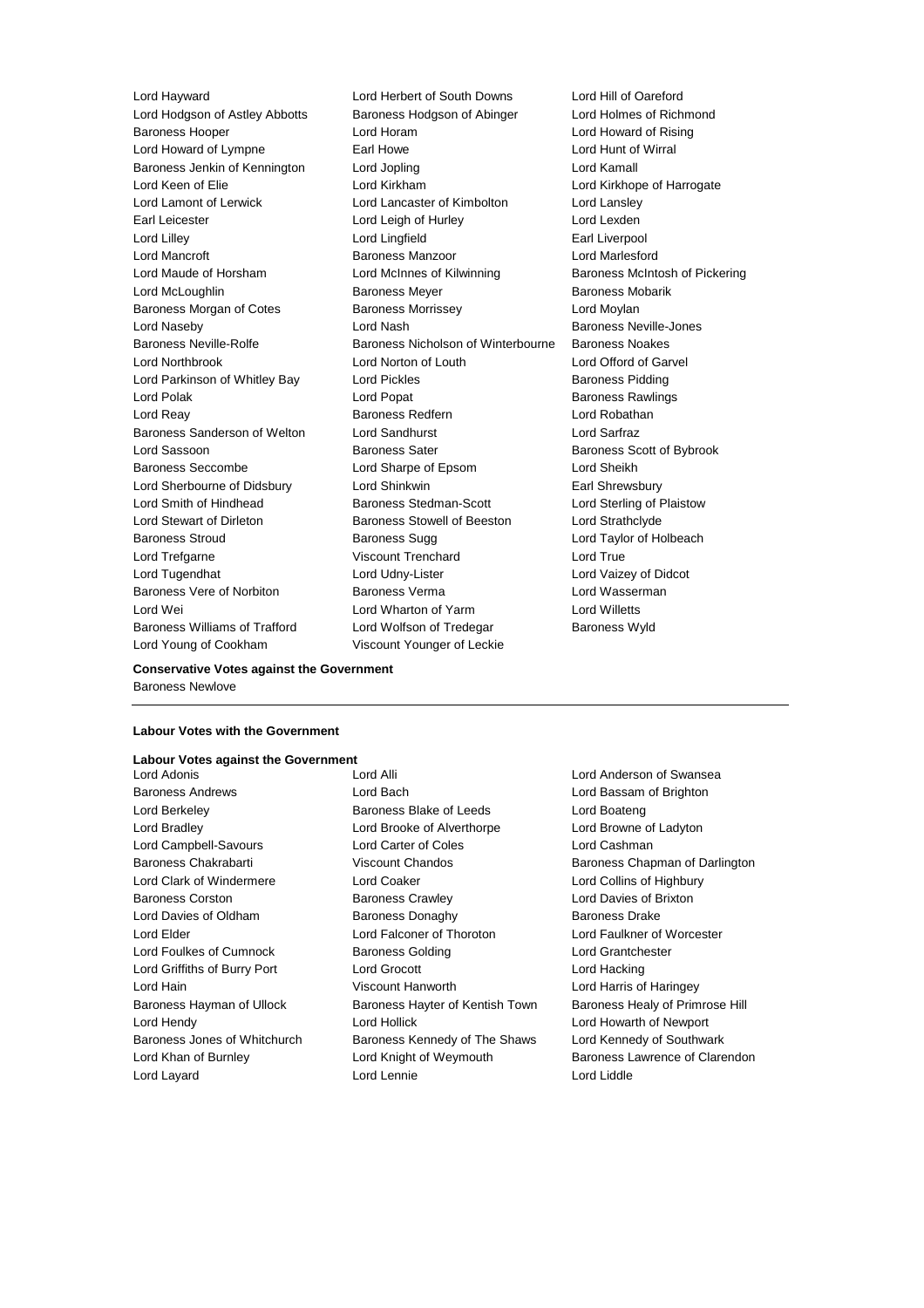Lord Hayward
Lord Herbert of South Downs
Lord Hill of Oareford
Lord Hodgson of Astley Abbotts
Baroness Hodgson of Abinger
Lord Holmes of Richmond
Baroness Hooper
Lord Horam
Lord Howard of Rising
Lord Howard of Lympne
Earl Howe
Lord Hunt of Wirral
Baroness Jenkin of Kennington
Lord Jopling
Lord Kamall
Lord Keen of Elie
Lord Kirkham
Lord Kirkhope of Harrogate
Lord Lamont of Lerwick
Lord Lancaster of Kimbolton
Lord Lansley
Earl Leicester
Lord Leigh of Hurley
Lord Lexden
Lord Lilley
Lord Lingfield
Earl Liverpool
Lord Mancroft
Baroness Manzoor
Lord Marlesford
Lord Maude of Horsham
Lord McInnes of Kilwinning
Baroness McIntosh of Pickering
Lord McLoughlin
Baroness Meyer
Baroness Mobarik
Baroness Morgan of Cotes
Baroness Morrissey
Lord Moylan
Lord Naseby
Lord Nash
Baroness Neville-Jones
Baroness Neville-Rolfe
Baroness Nicholson of Winterbourne
Baroness Noakes
Lord Northbrook
Lord Norton of Louth
Lord Offord of Garvel
Lord Parkinson of Whitley Bay
Lord Pickles
Baroness Pidding
Lord Polak
Lord Popat
Baroness Rawlings
Lord Reay
Baroness Redfern
Lord Robathan
Baroness Sanderson of Welton
Lord Sandhurst
Lord Sarfraz
Lord Sassoon
Baroness Sater
Baroness Scott of Bybrook
Baroness Seccombe
Lord Sharpe of Epsom
Lord Sheikh
Lord Sherbourne of Didsbury
Lord Shinkwin
Earl Shrewsbury
Lord Smith of Hindhead
Baroness Stedman-Scott
Lord Sterling of Plaistow
Lord Stewart of Dirleton
Baroness Stowell of Beeston
Lord Strathclyde
Baroness Stroud
Baroness Sugg
Lord Taylor of Holbeach
Lord Trefgarne
Viscount Trenchard
Lord True
Lord Tugendhat
Lord Udny-Lister
Lord Vaizey of Didcot
Baroness Vere of Norbiton
Baroness Verma
Lord Wasserman
Lord Wei
Lord Wharton of Yarm
Lord Willetts
Baroness Williams of Trafford
Lord Wolfson of Tredegar
Baroness Wyld
Lord Young of Cookham
Viscount Younger of Leckie

**Conservative Votes against the Government**

Baroness Newlove

---

**Labour Votes with the Government**

**Labour Votes against the Government**

Lord Adonis
Lord Alli
Lord Anderson of Swansea
Baroness Andrews
Lord Bach
Lord Bassam of Brighton
Lord Berkeley
Baroness Blake of Leeds
Lord Boateng
Lord Bradley
Lord Brooke of Alverthorpe
Lord Browne of Ladyton
Lord Campbell-Savours
Lord Carter of Coles
Lord Cashman
Baroness Chakrabarti
Viscount Chandos
Baroness Chapman of Darlington
Lord Clark of Windermere
Lord Coaker
Lord Collins of Highbury
Baroness Corston
Baroness Crawley
Lord Davies of Brixton
Lord Davies of Oldham
Baroness Donaghy
Baroness Drake
Lord Elder
Lord Falconer of Thoroton
Lord Faulkner of Worcester
Lord Foulkes of Cumnock
Baroness Golding
Lord Grantchester
Lord Griffiths of Burry Port
Lord Grocott
Lord Hacking
Lord Hain
Viscount Hanworth
Lord Harris of Haringey
Baroness Hayman of Ullock
Baroness Hayter of Kentish Town
Baroness Healy of Primrose Hill
Lord Hendy
Lord Hollick
Lord Howarth of Newport
Baroness Jones of Whitchurch
Baroness Kennedy of The Shaws
Lord Kennedy of Southwark
Lord Khan of Burnley
Lord Knight of Weymouth
Baroness Lawrence of Clarendon
Lord Layard
Lord Lennie
Lord Liddle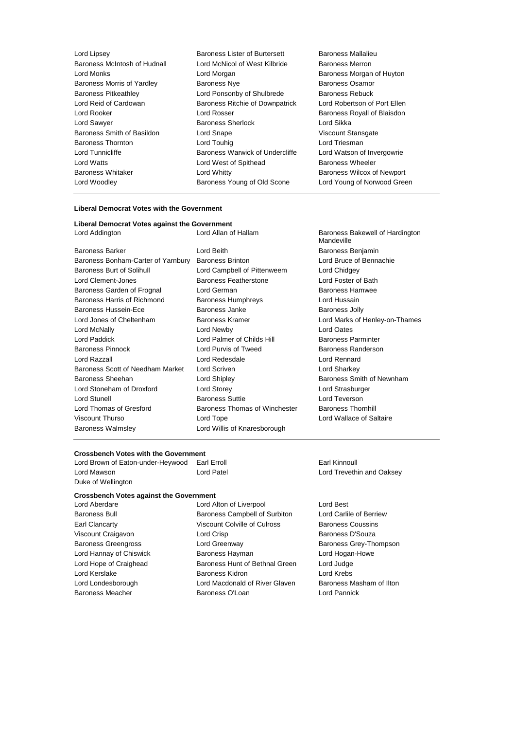Lord Lipsey
Baroness Lister of Burtersett
Baroness Mallalieu
Baroness McIntosh of Hudnall
Lord McNicol of West Kilbride
Baroness Merron
Lord Monks
Lord Morgan
Baroness Morgan of Huyton
Baroness Morris of Yardley
Baroness Nye
Baroness Osamor
Baroness Pitkeathley
Lord Ponsonby of Shulbrede
Baroness Rebuck
Lord Reid of Cardowan
Baroness Ritchie of Downpatrick
Lord Robertson of Port Ellen
Lord Rooker
Lord Rosser
Baroness Royall of Blaisdon
Lord Sawyer
Baroness Sherlock
Lord Sikka
Baroness Smith of Basildon
Lord Snape
Viscount Stansgate
Baroness Thornton
Lord Touhig
Lord Triesman
Lord Tunnicliffe
Baroness Warwick of Undercliffe
Lord Watson of Invergowrie
Lord Watts
Lord West of Spithead
Baroness Wheeler
Baroness Whitaker
Lord Whitty
Baroness Wilcox of Newport
Lord Woodley
Baroness Young of Old Scone
Lord Young of Norwood Green

**Liberal Democrat Votes with the Government**

**Liberal Democrat Votes against the Government**

Lord Addington
Lord Allan of Hallam
Baroness Bakewell of Hardington Mandeville
Baroness Barker
Lord Beith
Baroness Benjamin
Baroness Bonham-Carter of Yarnbury
Baroness Brinton
Lord Bruce of Bennachie
Baroness Burt of Solihull
Lord Campbell of Pittenweem
Lord Chidgey
Lord Clement-Jones
Baroness Featherstone
Lord Foster of Bath
Baroness Garden of Frognal
Lord German
Baroness Hamwee
Baroness Harris of Richmond
Baroness Humphreys
Lord Hussain
Baroness Hussein-Ece
Baroness Janke
Baroness Jolly
Lord Jones of Cheltenham
Baroness Kramer
Lord Marks of Henley-on-Thames
Lord McNally
Lord Newby
Lord Oates
Lord Paddick
Lord Palmer of Childs Hill
Baroness Parminter
Baroness Pinnock
Lord Purvis of Tweed
Baroness Randerson
Lord Razzall
Lord Redesdale
Lord Rennard
Baroness Scott of Needham Market
Lord Scriven
Lord Sharkey
Baroness Sheehan
Lord Shipley
Baroness Smith of Newnham
Lord Stoneham of Droxford
Lord Storey
Lord Strasburger
Lord Stunell
Baroness Suttie
Lord Teverson
Lord Thomas of Gresford
Baroness Thomas of Winchester
Baroness Thornhill
Viscount Thurso
Lord Tope
Lord Wallace of Saltaire
Baroness Walmsley
Lord Willis of Knaresborough

**Crossbench Votes with the Government**

Lord Brown of Eaton-under-Heywood
Earl Erroll
Earl Kinnoull
Lord Mawson
Lord Patel
Lord Trevethin and Oaksey
Duke of Wellington

**Crossbench Votes against the Government**

Lord Aberdare
Lord Alton of Liverpool
Lord Best
Baroness Bull
Baroness Campbell of Surbiton
Lord Carlile of Berriew
Earl Clancarty
Viscount Colville of Culross
Baroness Coussins
Viscount Craigavon
Lord Crisp
Baroness D'Souza
Baroness Greengross
Lord Greenway
Baroness Grey-Thompson
Lord Hannay of Chiswick
Baroness Hayman
Lord Hogan-Howe
Lord Hope of Craighead
Baroness Hunt of Bethnal Green
Lord Judge
Lord Kerslake
Baroness Kidron
Lord Krebs
Lord Londesborough
Lord Macdonald of River Glaven
Baroness Masham of Ilton
Baroness Meacher
Baroness O'Loan
Lord Pannick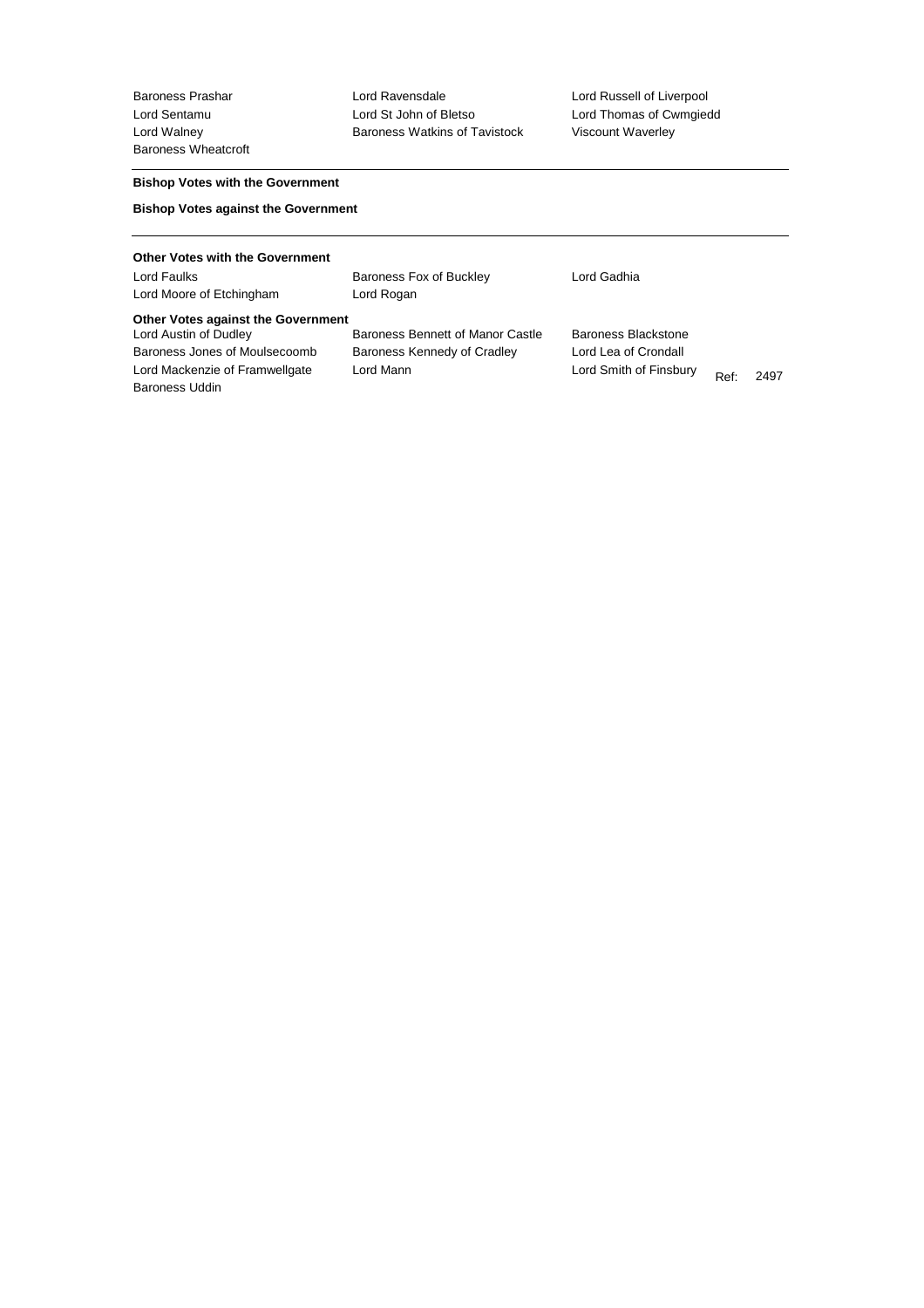Baroness Prashar
Lord Ravensdale
Lord Russell of Liverpool
Lord Sentamu
Lord St John of Bletso
Lord Thomas of Cwmgiedd
Lord Walney
Baroness Watkins of Tavistock
Viscount Waverley
Baroness Wheatcroft

---

**Bishop Votes with the Government**

**Bishop Votes against the Government**

---

**Other Votes with the Government**

Lord Faulks
Baroness Fox of Buckley
Lord Gadhia
Lord Moore of Etchingham
Lord Rogan

**Other Votes against the Government**

Lord Austin of Dudley
Baroness Bennett of Manor Castle
Baroness Blackstone
Baroness Jones of Moulsecoomb
Baroness Kennedy of Cradley
Lord Lea of Crondall
Lord Mackenzie of Framwellgate
Lord Mann
Lord Smith of Finsbury
Baroness Uddin

Ref: 2497